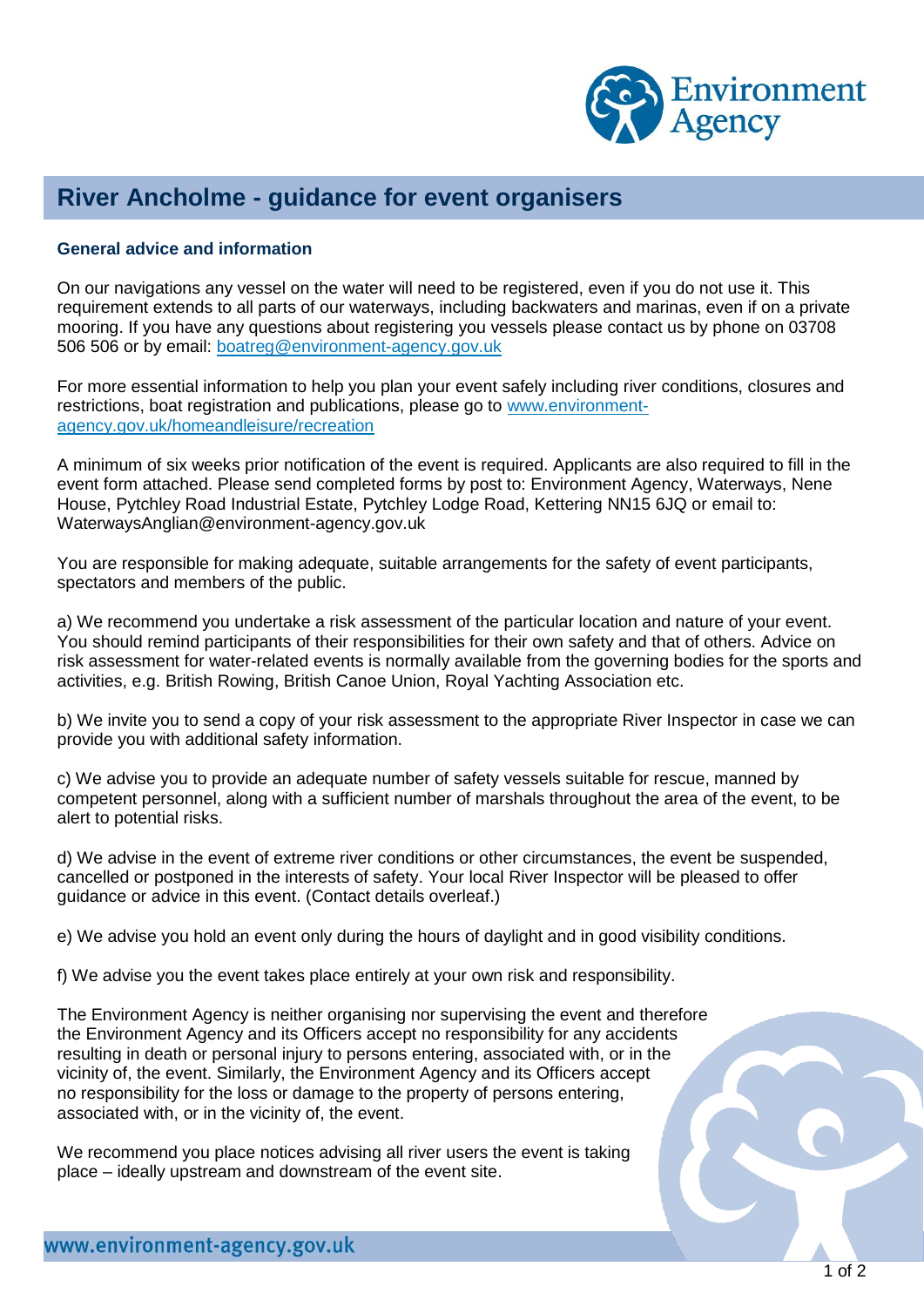# River Ancholme - guidance for event organisers

### General advice and information

On our navigations any vessel on the water will need to be registered, even if you do not use it. This requirement extends to all parts of our waterways, including backwaters and marinas, even if on a private mooring. If you have any questions about registering you vessels please contact us by phone on 03708 506 506 or by email: [boatreg@environment-agency.gov.uk](mailto:boatreg@environment-agency.gov.uk)

For more essential information to help you plan your event safely including river conditions, closures and restrictions, boat registration and publications, please go to [www.environment-agency.gov.uk/homeandleisure/recreation](http://www.environment-agency.gov.uk/homeandleisure/recreation)

A minimum of six weeks prior notification of the event is required. Applicants are also required to fill in the event form attached. Please send completed forms by post to: Environment Agency, Waterways, Nene House, Pytchley Road Industrial Estate, Pytchley Lodge Road, Kettering NN15 6JQ or email to: WaterwaysAnglian@environment-agency.gov.uk

You are responsible for making adequate, suitable arrangements for the safety of event participants, spectators and members of the public.

a) We recommend you undertake a risk assessment of the particular location and nature of your event. You should remind participants of their responsibilities for their own safety and that of others. Advice on risk assessment for water-related events is normally available from the governing bodies for the sports and activities, e.g. British Rowing, British Canoe Union, Royal Yachting Association etc.

b) We invite you to send a copy of your risk assessment to the appropriate River Inspector in case we can provide you with additional safety information.

c) We advise you to provide an adequate number of safety vessels suitable for rescue, manned by competent personnel, along with a sufficient number of marshals throughout the area of the event, to be alert to potential risks.

d) We advise in the event of extreme river conditions or other circumstances, the event be suspended, cancelled or postponed in the interests of safety. Your local River Inspector will be pleased to offer guidance or advice in this event. (Contact details overleaf.)

e) We advise you hold an event only during the hours of daylight and in good visibility conditions.

f) We advise you the event takes place entirely at your own risk and responsibility.

The Environment Agency is neither organising nor supervising the event and therefore the Environment Agency and its Officers accept no responsibility for any accidents resulting in death or personal injury to persons entering, associated with, or in the vicinity of, the event. Similarly, the Environment Agency and its Officers accept no responsibility for the loss or damage to the property of persons entering, associated with, or in the vicinity of, the event.

We recommend you place notices advising all river users the event is taking place – ideally upstream and downstream of the event site.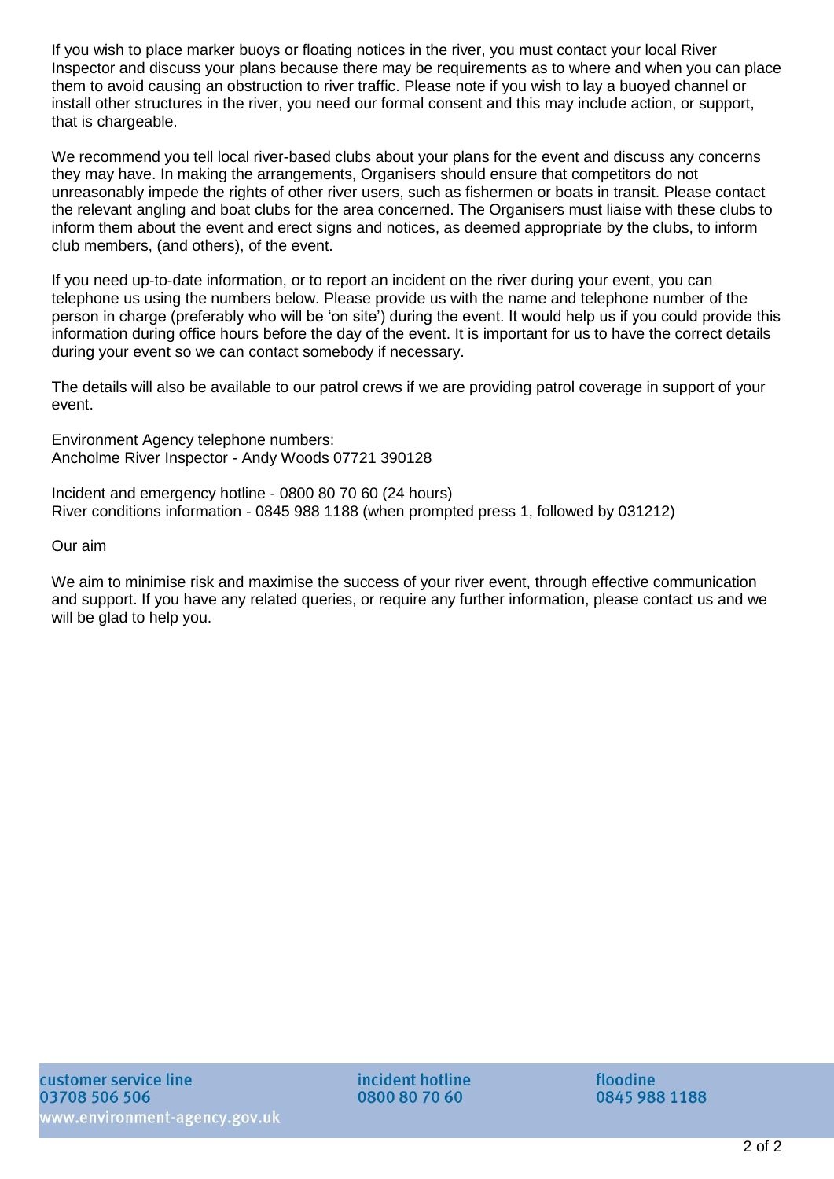If you wish to place marker buoys or floating notices in the river, you must contact your local River Inspector and discuss your plans because there may be requirements as to where and when you can place them to avoid causing an obstruction to river traffic. Please note if you wish to lay a buoyed channel or install other structures in the river, you need our formal consent and this may include action, or support, that is chargeable.

We recommend you tell local river-based clubs about your plans for the event and discuss any concerns they may have. In making the arrangements, Organisers should ensure that competitors do not unreasonably impede the rights of other river users, such as fishermen or boats in transit. Please contact the relevant angling and boat clubs for the area concerned. The Organisers must liaise with these clubs to inform them about the event and erect signs and notices, as deemed appropriate by the clubs, to inform club members, (and others), of the event.

If you need up-to-date information, or to report an incident on the river during your event, you can telephone us using the numbers below. Please provide us with the name and telephone number of the person in charge (preferably who will be 'on site') during the event. It would help us if you could provide this information during office hours before the day of the event. It is important for us to have the correct details during your event so we can contact somebody if necessary.

The details will also be available to our patrol crews if we are providing patrol coverage in support of your event.

Environment Agency telephone numbers:
Ancholme River Inspector - Andy Woods 07721 390128

Incident and emergency hotline - 0800 80 70 60 (24 hours)
River conditions information - 0845 988 1188 (when prompted press 1, followed by 031212)

Our aim

We aim to minimise risk and maximise the success of your river event, through effective communication and support. If you have any related queries, or require any further information, please contact us and we will be glad to help you.

customer service line
03708 506 506
www.environment-agency.gov.uk

incident hotline
0800 80 70 60

floodine
0845 988 1188